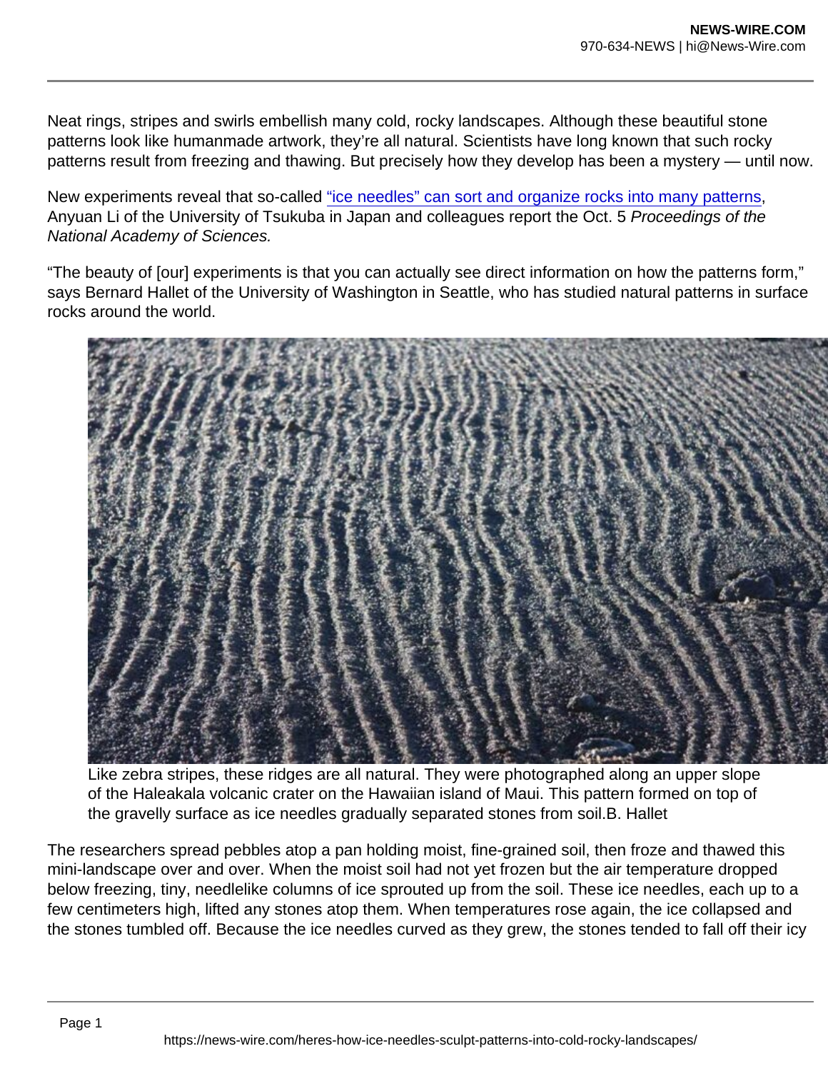Neat rings, stripes and swirls embellish many cold, rocky landscapes. Although these beautiful stone patterns look like humanmade artwork, they're all natural. Scientists have long known that such rocky patterns result from freezing and thawing. But precisely how they develop has been a mystery — until now.

New experiments reveal that so-called "ice needles" can sort and organize rocks into many patterns, Anyuan Li of the University of Tsukuba in Japan and colleagues report the Oct. 5 *Proceedings of the National Academy of Sciences.*

"The beauty of [our] experiments is that you can actually see direct information on how the patterns form," says Bernard Hallet of the University of Washington in Seattle, who has studied natural patterns in surface rocks around the world.

Like zebra stripes, these ridges are all natural. They were photographed along an upper slope of the Haleakala volcanic crater on the Hawaiian island of Maui. This pattern formed on top of the gravelly surface as ice needles gradually separated stones from soil.B. Hallet

The researchers spread pebbles atop a pan holding moist, fine-grained soil, then froze and thawed this mini-landscape over and over. When the moist soil had not yet frozen but the air temperature dropped below freezing, tiny, needlelike columns of ice sprouted up from the soil. These ice needles, each up to a few centimeters high, lifted any stones atop them. When temperatures rose again, the ice collapsed and the stones tumbled off. Because the ice needles curved as they grew, the stones tended to fall off their icy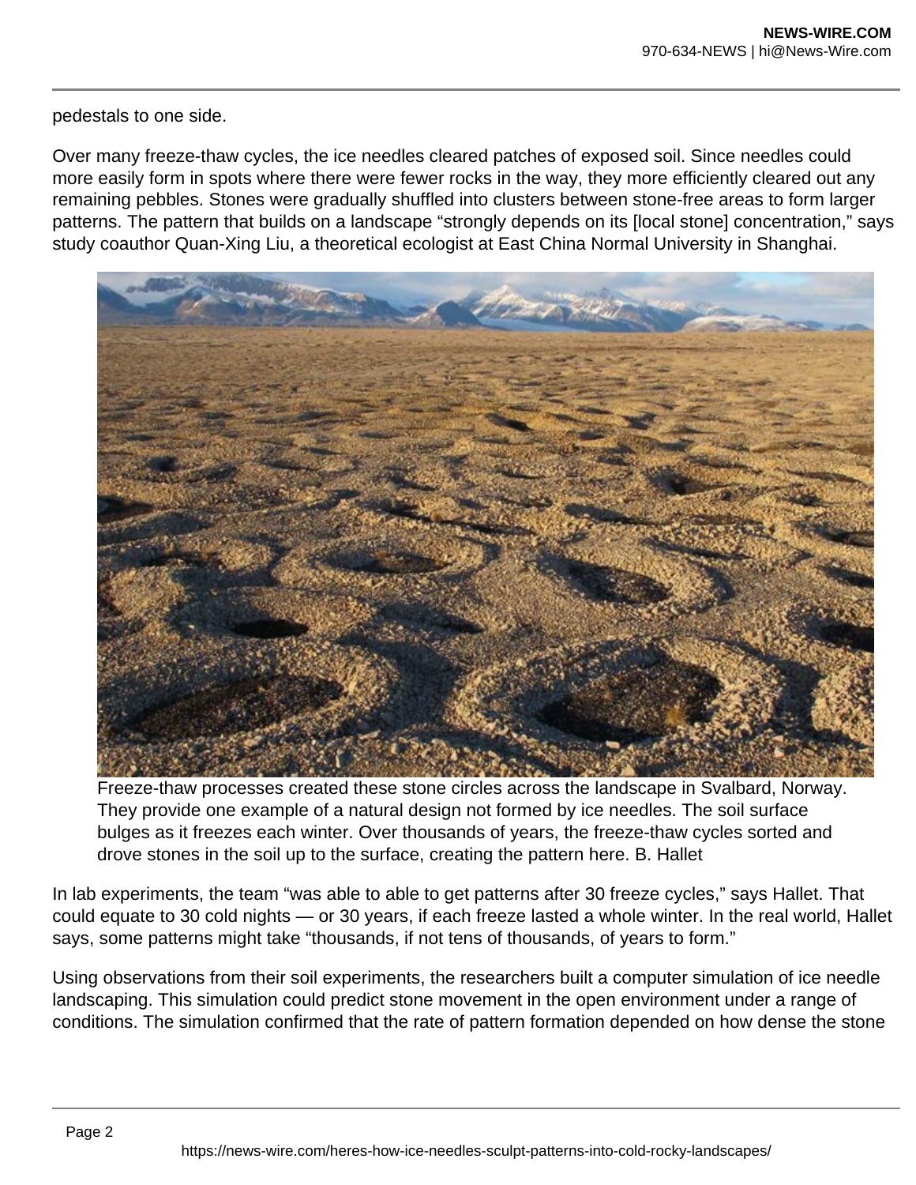pedestals to one side.

Over many freeze-thaw cycles, the ice needles cleared patches of exposed soil. Since needles could more easily form in spots where there were fewer rocks in the way, they more efficiently cleared out any remaining pebbles. Stones were gradually shuffled into clusters between stone-free areas to form larger patterns. The pattern that builds on a landscape "strongly depends on its [local stone] concentration," says study coauthor Quan-Xing Liu, a theoretical ecologist at East China Normal University in Shanghai.

Freeze-thaw processes created these stone circles across the landscape in Svalbard, Norway. They provide one example of a natural design not formed by ice needles. The soil surface bulges as it freezes each winter. Over thousands of years, the freeze-thaw cycles sorted and drove stones in the soil up to the surface, creating the pattern here. B. Hallet

In lab experiments, the team "was able to able to get patterns after 30 freeze cycles," says Hallet. That could equate to 30 cold nights — or 30 years, if each freeze lasted a whole winter. In the real world, Hallet says, some patterns might take "thousands, if not tens of thousands, of years to form."

Using observations from their soil experiments, the researchers built a computer simulation of ice needle landscaping. This simulation could predict stone movement in the open environment under a range of conditions. The simulation confirmed that the rate of pattern formation depended on how dense the stone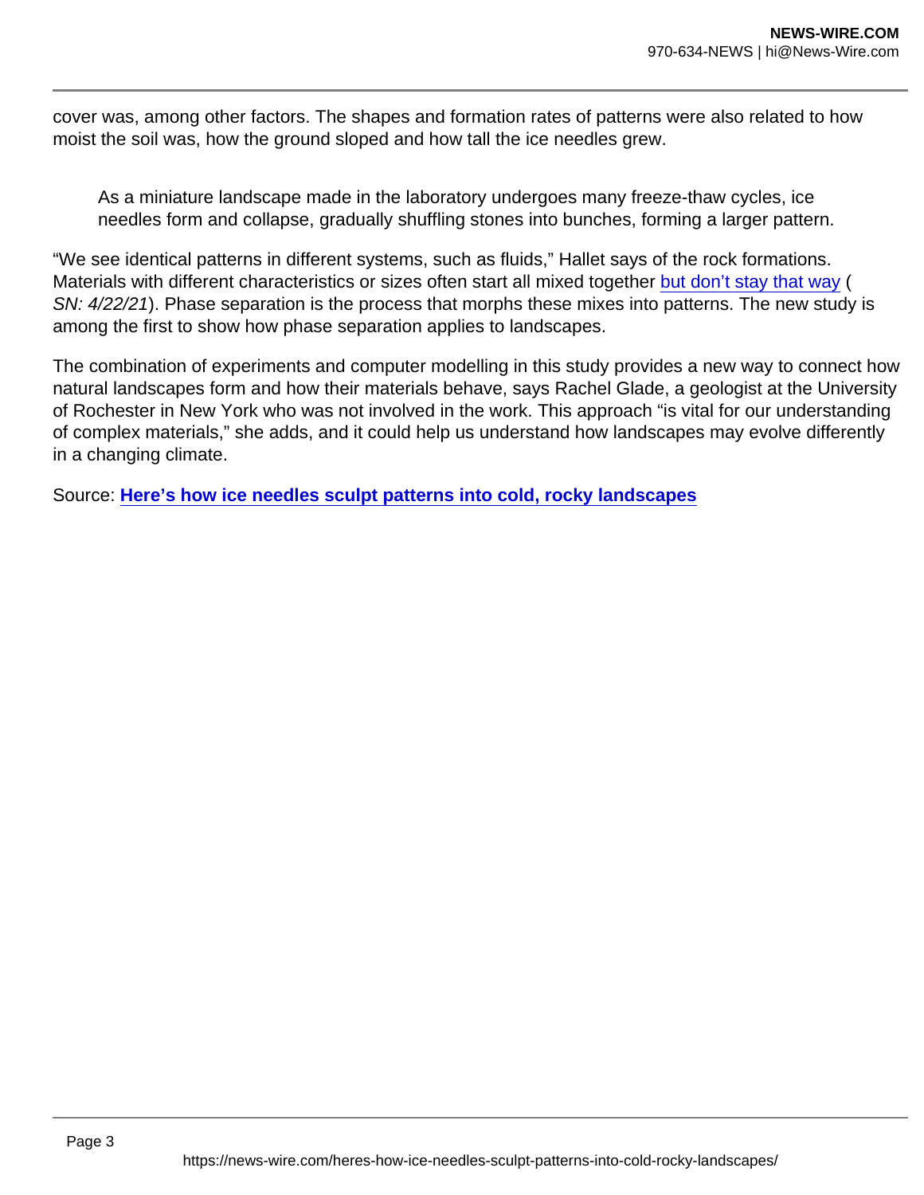cover was, among other factors. The shapes and formation rates of patterns were also related to how moist the soil was, how the ground sloped and how tall the ice needles grew.

> As a miniature landscape made in the laboratory undergoes many freeze-thaw cycles, ice needles form and collapse, gradually shuffling stones into bunches, forming a larger pattern.

“We see identical patterns in different systems, such as fluids,” Hallet says of the rock formations. Materials with different characteristics or sizes often start all mixed together [but don’t stay that way]( *SN: 4/22/21*). Phase separation is the process that morphs these mixes into patterns. The new study is among the first to show how phase separation applies to landscapes.

The combination of experiments and computer modelling in this study provides a new way to connect how natural landscapes form and how their materials behave, says Rachel Glade, a geologist at the University of Rochester in New York who was not involved in the work. This approach “is vital for our understanding of complex materials,” she adds, and it could help us understand how landscapes may evolve differently in a changing climate.

Source: **[Here’s how ice needles sculpt patterns into cold, rocky landscapes]**